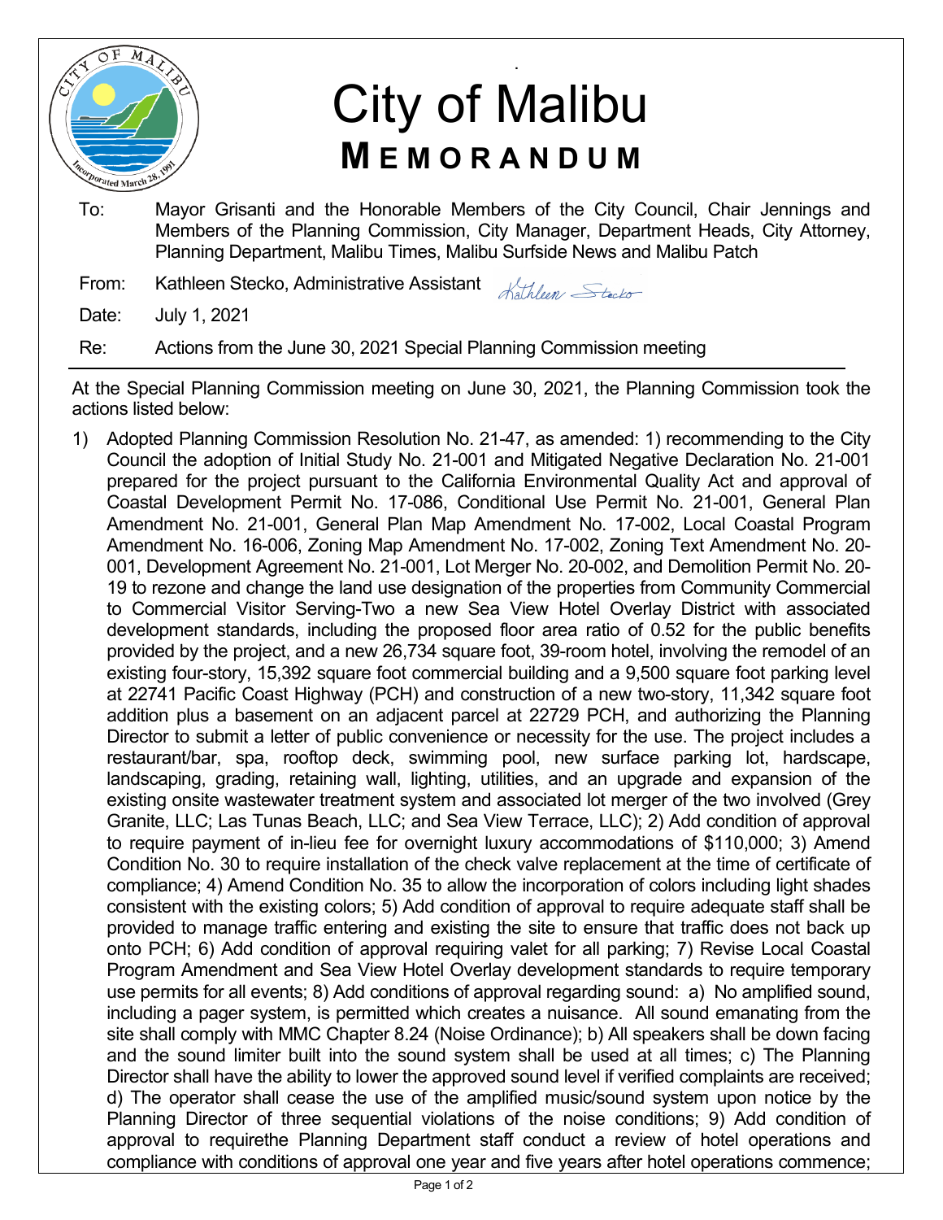# City of Malibu

## MEMORANDUM

To: Mayor Grisanti and the Honorable Members of the City Council, Chair Jennings and Members of the Planning Commission, City Manager, Department Heads, City Attorney, Planning Department, Malibu Times, Malibu Surfside News and Malibu Patch

From: Kathleen Stecko, Administrative Assistant

Date: July 1, 2021

Re: Actions from the June 30, 2021 Special Planning Commission meeting

---

At the Special Planning Commission meeting on June 30, 2021, the Planning Commission took the actions listed below:

1) Adopted Planning Commission Resolution No. 21-47, as amended: 1) recommending to the City Council the adoption of Initial Study No. 21-001 and Mitigated Negative Declaration No. 21-001 prepared for the project pursuant to the California Environmental Quality Act and approval of Coastal Development Permit No. 17-086, Conditional Use Permit No. 21-001, General Plan Amendment No. 21-001, General Plan Map Amendment No. 17-002, Local Coastal Program Amendment No. 16-006, Zoning Map Amendment No. 17-002, Zoning Text Amendment No. 20-001, Development Agreement No. 21-001, Lot Merger No. 20-002, and Demolition Permit No. 20-19 to rezone and change the land use designation of the properties from Community Commercial to Commercial Visitor Serving-Two a new Sea View Hotel Overlay District with associated development standards, including the proposed floor area ratio of 0.52 for the public benefits provided by the project, and a new 26,734 square foot, 39-room hotel, involving the remodel of an existing four-story, 15,392 square foot commercial building and a 9,500 square foot parking level at 22741 Pacific Coast Highway (PCH) and construction of a new two-story, 11,342 square foot addition plus a basement on an adjacent parcel at 22729 PCH, and authorizing the Planning Director to submit a letter of public convenience or necessity for the use. The project includes a restaurant/bar, spa, rooftop deck, swimming pool, new surface parking lot, hardscape, landscaping, grading, retaining wall, lighting, utilities, and an upgrade and expansion of the existing onsite wastewater treatment system and associated lot merger of the two involved (Grey Granite, LLC; Las Tunas Beach, LLC; and Sea View Terrace, LLC); 2) Add condition of approval to require payment of in-lieu fee for overnight luxury accommodations of $110,000; 3) Amend Condition No. 30 to require installation of the check valve replacement at the time of certificate of compliance; 4) Amend Condition No. 35 to allow the incorporation of colors including light shades consistent with the existing colors; 5) Add condition of approval to require adequate staff shall be provided to manage traffic entering and existing the site to ensure that traffic does not back up onto PCH; 6) Add condition of approval requiring valet for all parking; 7) Revise Local Coastal Program Amendment and Sea View Hotel Overlay development standards to require temporary use permits for all events; 8) Add conditions of approval regarding sound: a) No amplified sound, including a pager system, is permitted which creates a nuisance. All sound emanating from the site shall comply with MMC Chapter 8.24 (Noise Ordinance); b) All speakers shall be down facing and the sound limiter built into the sound system shall be used at all times; c) The Planning Director shall have the ability to lower the approved sound level if verified complaints are received; d) The operator shall cease the use of the amplified music/sound system upon notice by the Planning Director of three sequential violations of the noise conditions; 9) Add condition of approval to requirethe Planning Department staff conduct a review of hotel operations and compliance with conditions of approval one year and five years after hotel operations commence;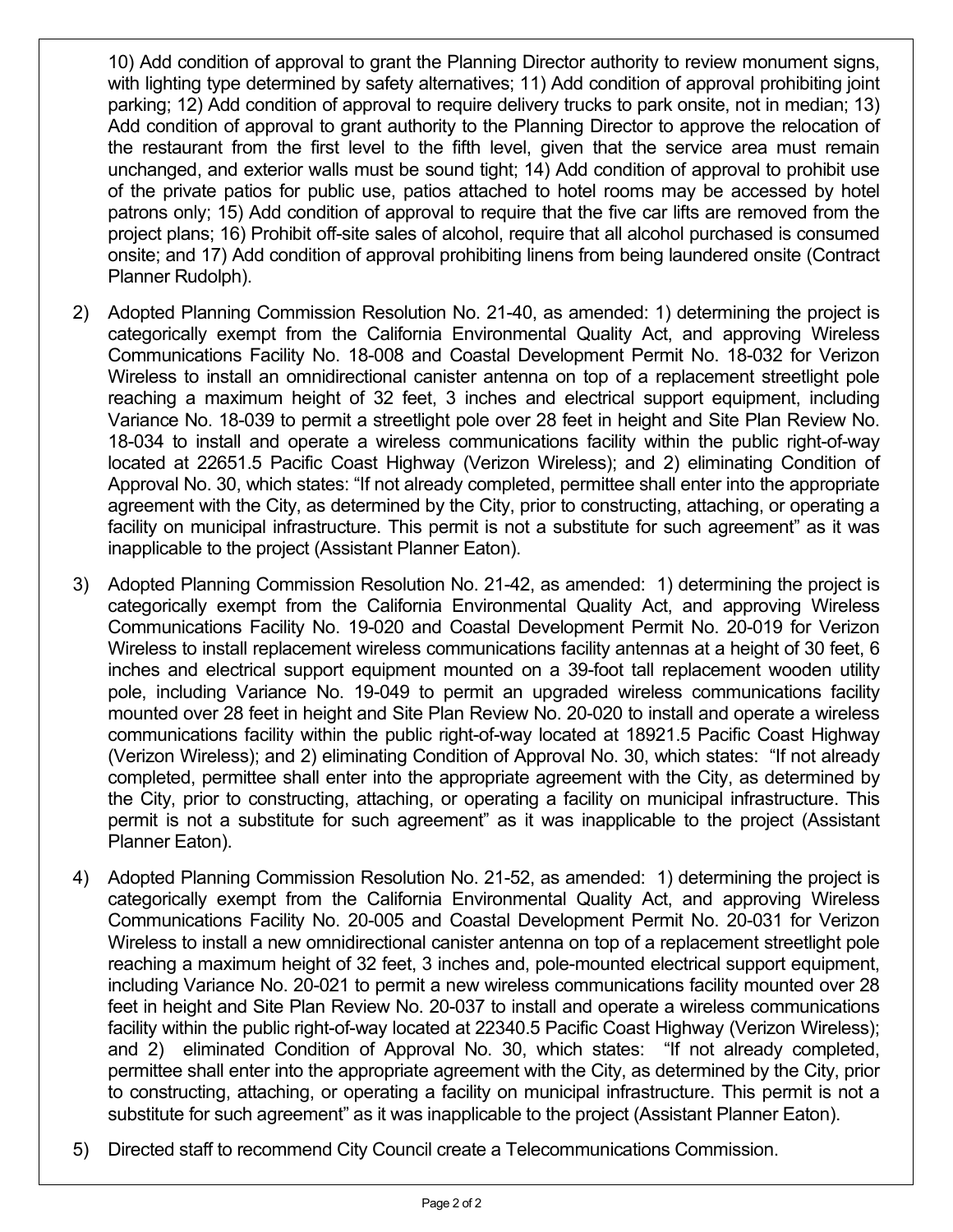10) Add condition of approval to grant the Planning Director authority to review monument signs, with lighting type determined by safety alternatives; 11) Add condition of approval prohibiting joint parking; 12) Add condition of approval to require delivery trucks to park onsite, not in median; 13) Add condition of approval to grant authority to the Planning Director to approve the relocation of the restaurant from the first level to the fifth level, given that the service area must remain unchanged, and exterior walls must be sound tight; 14) Add condition of approval to prohibit use of the private patios for public use, patios attached to hotel rooms may be accessed by hotel patrons only; 15) Add condition of approval to require that the five car lifts are removed from the project plans; 16) Prohibit off-site sales of alcohol, require that all alcohol purchased is consumed onsite; and 17) Add condition of approval prohibiting linens from being laundered onsite (Contract Planner Rudolph).

2) Adopted Planning Commission Resolution No. 21-40, as amended: 1) determining the project is categorically exempt from the California Environmental Quality Act, and approving Wireless Communications Facility No. 18-008 and Coastal Development Permit No. 18-032 for Verizon Wireless to install an omnidirectional canister antenna on top of a replacement streetlight pole reaching a maximum height of 32 feet, 3 inches and electrical support equipment, including Variance No. 18-039 to permit a streetlight pole over 28 feet in height and Site Plan Review No. 18-034 to install and operate a wireless communications facility within the public right-of-way located at 22651.5 Pacific Coast Highway (Verizon Wireless); and 2) eliminating Condition of Approval No. 30, which states: "If not already completed, permittee shall enter into the appropriate agreement with the City, as determined by the City, prior to constructing, attaching, or operating a facility on municipal infrastructure. This permit is not a substitute for such agreement" as it was inapplicable to the project (Assistant Planner Eaton).

3) Adopted Planning Commission Resolution No. 21-42, as amended: 1) determining the project is categorically exempt from the California Environmental Quality Act, and approving Wireless Communications Facility No. 19-020 and Coastal Development Permit No. 20-019 for Verizon Wireless to install replacement wireless communications facility antennas at a height of 30 feet, 6 inches and electrical support equipment mounted on a 39-foot tall replacement wooden utility pole, including Variance No. 19-049 to permit an upgraded wireless communications facility mounted over 28 feet in height and Site Plan Review No. 20-020 to install and operate a wireless communications facility within the public right-of-way located at 18921.5 Pacific Coast Highway (Verizon Wireless); and 2) eliminating Condition of Approval No. 30, which states: "If not already completed, permittee shall enter into the appropriate agreement with the City, as determined by the City, prior to constructing, attaching, or operating a facility on municipal infrastructure. This permit is not a substitute for such agreement" as it was inapplicable to the project (Assistant Planner Eaton).

4) Adopted Planning Commission Resolution No. 21-52, as amended: 1) determining the project is categorically exempt from the California Environmental Quality Act, and approving Wireless Communications Facility No. 20-005 and Coastal Development Permit No. 20-031 for Verizon Wireless to install a new omnidirectional canister antenna on top of a replacement streetlight pole reaching a maximum height of 32 feet, 3 inches and, pole-mounted electrical support equipment, including Variance No. 20-021 to permit a new wireless communications facility mounted over 28 feet in height and Site Plan Review No. 20-037 to install and operate a wireless communications facility within the public right-of-way located at 22340.5 Pacific Coast Highway (Verizon Wireless); and 2) eliminated Condition of Approval No. 30, which states: "If not already completed, permittee shall enter into the appropriate agreement with the City, as determined by the City, prior to constructing, attaching, or operating a facility on municipal infrastructure. This permit is not a substitute for such agreement" as it was inapplicable to the project (Assistant Planner Eaton).

5) Directed staff to recommend City Council create a Telecommunications Commission.